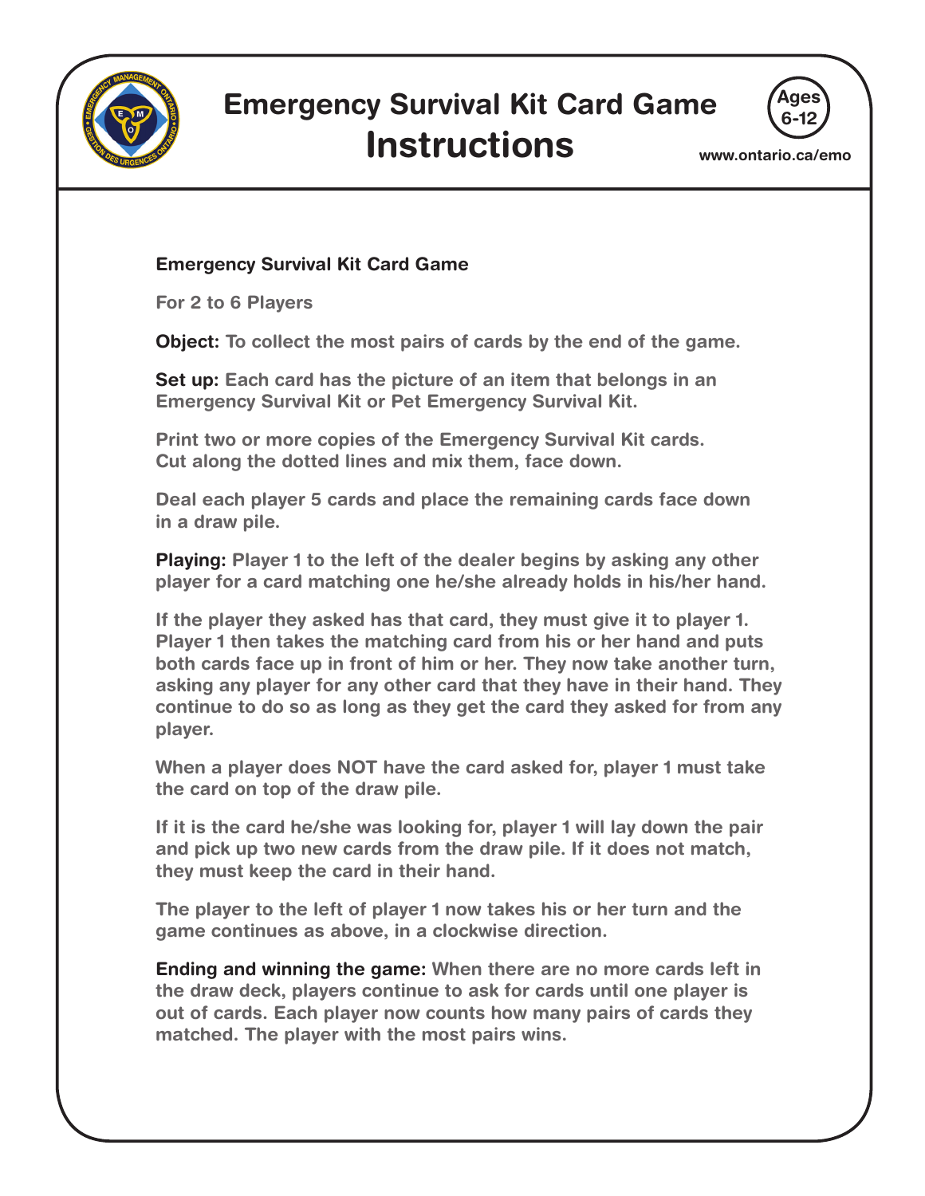# Emergency Survival Kit Card Game
# Instructions

Ages 6-12

www.ontario.ca/emo

**Emergency Survival Kit Card Game**

For 2 to 6 Players

**Object:** To collect the most pairs of cards by the end of the game.

**Set up:** Each card has the picture of an item that belongs in an Emergency Survival Kit or Pet Emergency Survival Kit.

Print two or more copies of the Emergency Survival Kit cards. Cut along the dotted lines and mix them, face down.

Deal each player 5 cards and place the remaining cards face down in a draw pile.

**Playing:** Player 1 to the left of the dealer begins by asking any other player for a card matching one he/she already holds in his/her hand.

If the player they asked has that card, they must give it to player 1. Player 1 then takes the matching card from his or her hand and puts both cards face up in front of him or her. They now take another turn, asking any player for any other card that they have in their hand. They continue to do so as long as they get the card they asked for from any player.

When a player does NOT have the card asked for, player 1 must take the card on top of the draw pile.

If it is the card he/she was looking for, player 1 will lay down the pair and pick up two new cards from the draw pile. If it does not match, they must keep the card in their hand.

The player to the left of player 1 now takes his or her turn and the game continues as above, in a clockwise direction.

**Ending and winning the game:** When there are no more cards left in the draw deck, players continue to ask for cards until one player is out of cards. Each player now counts how many pairs of cards they matched. The player with the most pairs wins.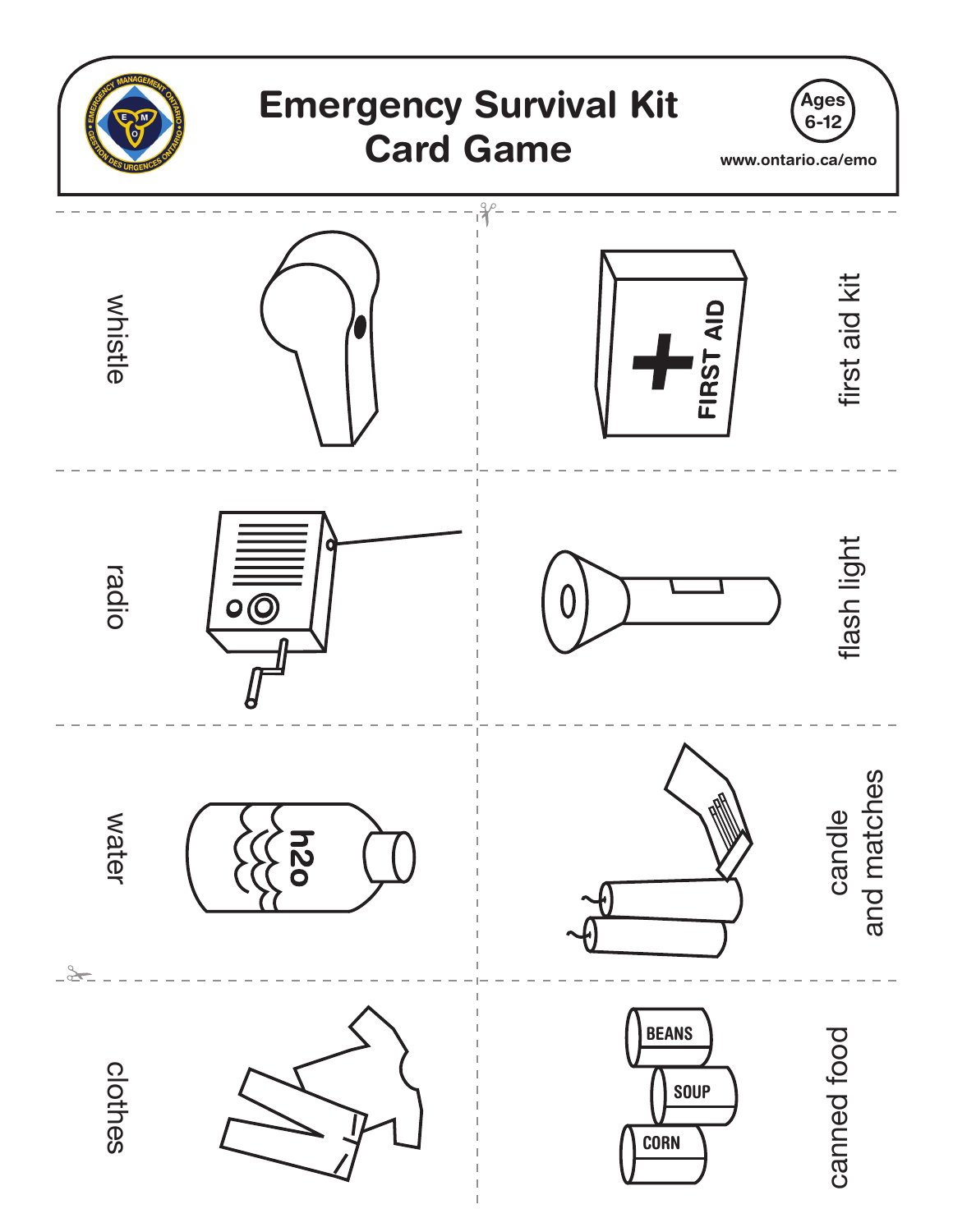# Emergency Survival Kit Card Game

Ages 6-12

www.ontario.ca/emo

whistle

first aid kit

FIRST AID

radio

flash light

water

h2o

candle and matches

clothes

canned food

BEANS

SOUP

CORN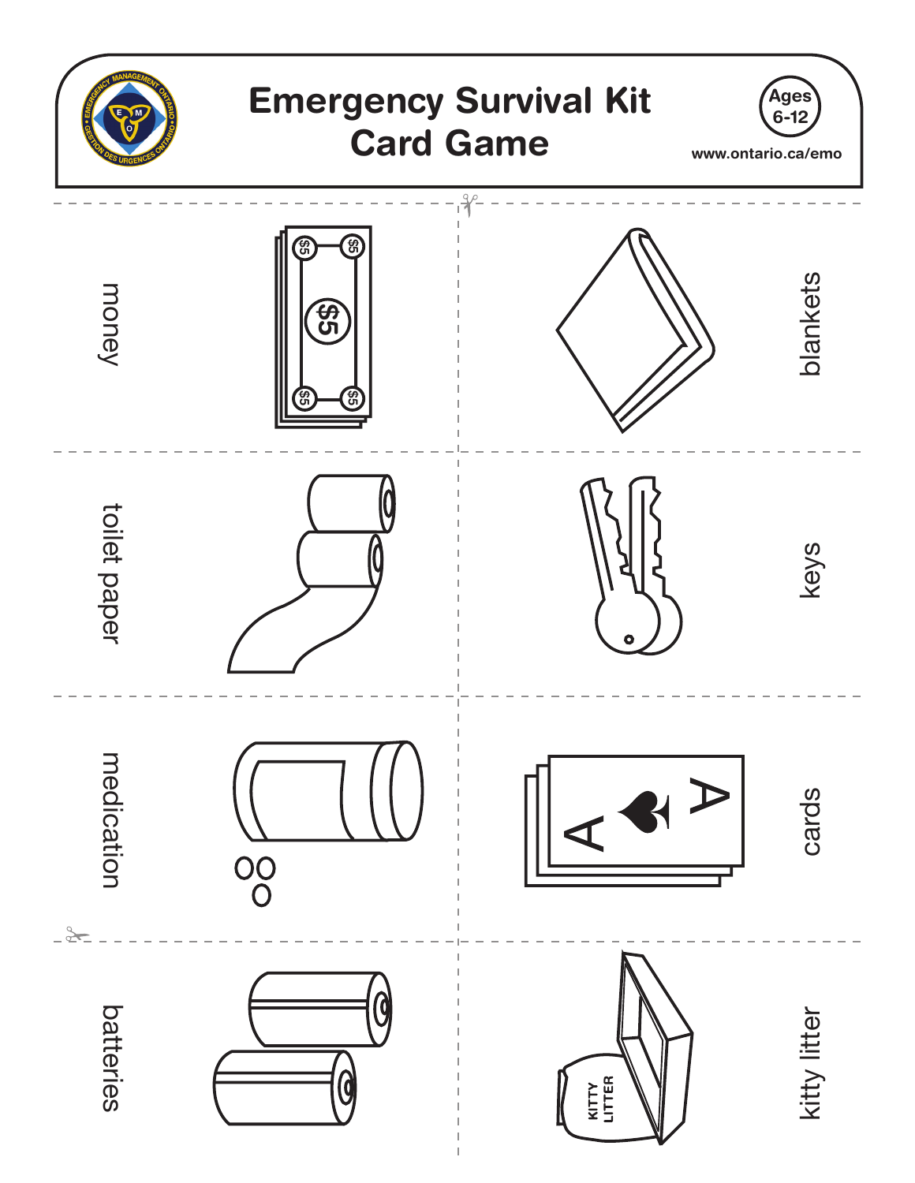# Emergency Survival Kit Card Game

Ages 6-12

www.ontario.ca/emo

money

$5

blankets

toilet paper

keys

medication

cards

batteries

kitty litter

KITTY LITTER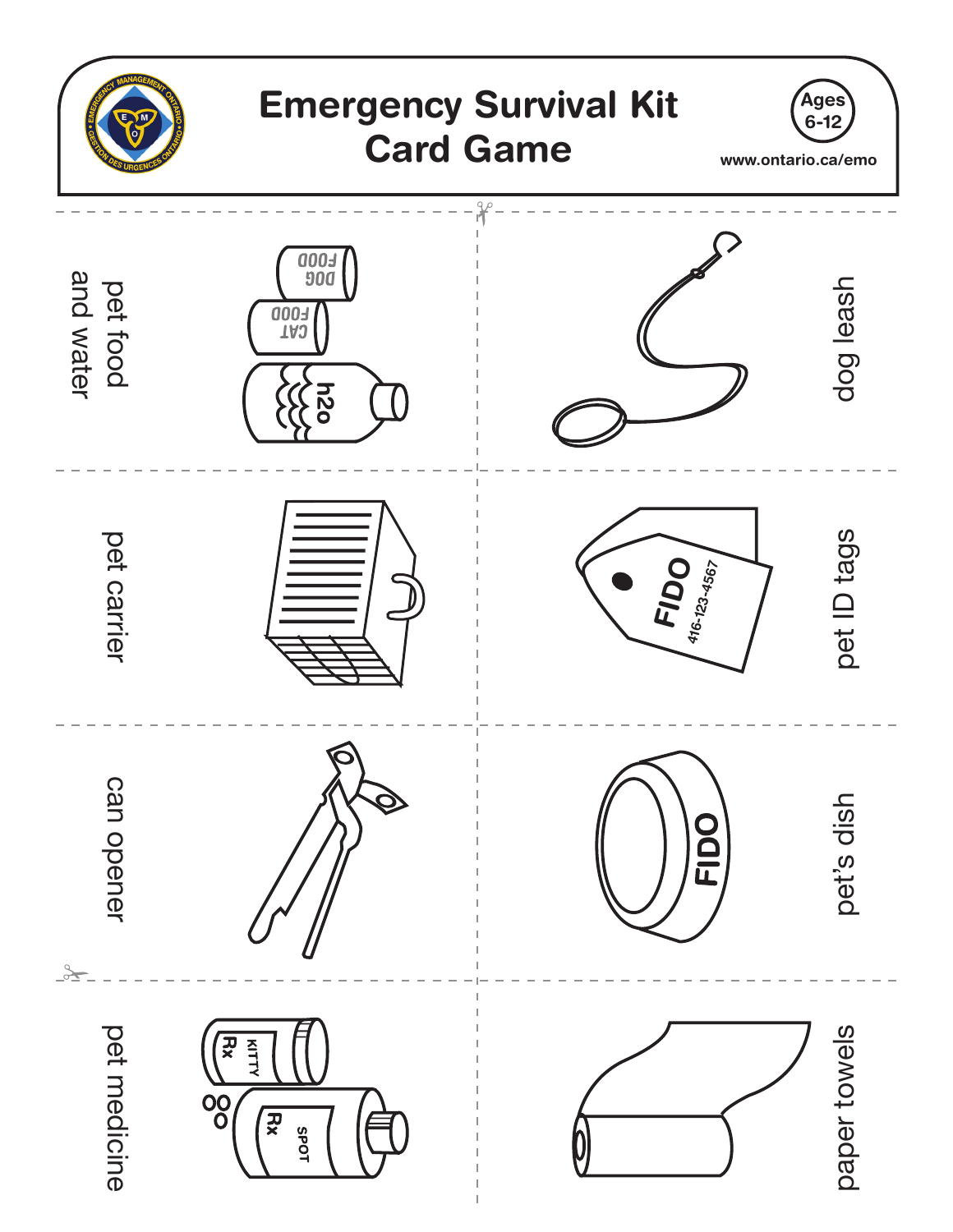# Emergency Survival Kit Card Game

Ages 6-12

www.ontario.ca/emo

pet food and water

dog leash

pet carrier

pet ID tags

can opener

pet's dish

pet medicine

paper towels